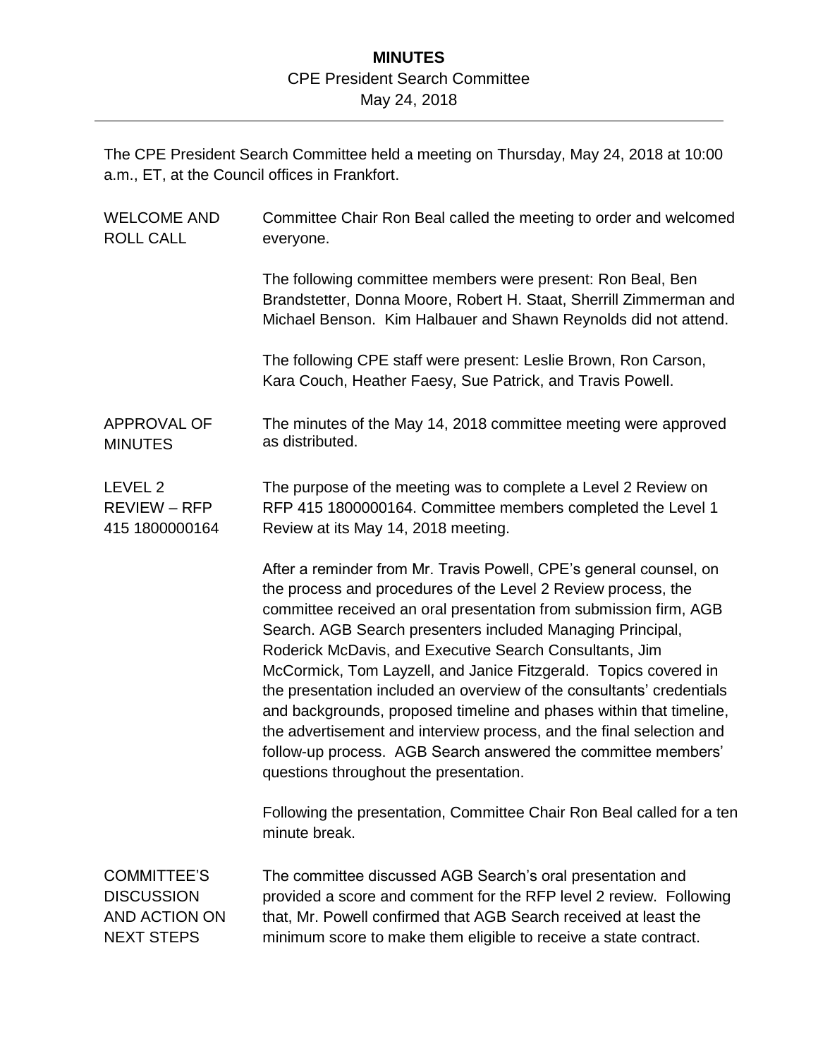# MINUTES

CPE President Search Committee
May 24, 2018

---

The CPE President Search Committee held a meeting on Thursday, May 24, 2018 at 10:00 a.m., ET, at the Council offices in Frankfort.

**WELCOME AND ROLL CALL**

Committee Chair Ron Beal called the meeting to order and welcomed everyone.

The following committee members were present: Ron Beal, Ben Brandstetter, Donna Moore, Robert H. Staat, Sherrill Zimmerman and Michael Benson. Kim Halbauer and Shawn Reynolds did not attend.

The following CPE staff were present: Leslie Brown, Ron Carson, Kara Couch, Heather Faesy, Sue Patrick, and Travis Powell.

**APPROVAL OF MINUTES**

The minutes of the May 14, 2018 committee meeting were approved as distributed.

**LEVEL 2 REVIEW – RFP 415 1800000164**

The purpose of the meeting was to complete a Level 2 Review on RFP 415 1800000164. Committee members completed the Level 1 Review at its May 14, 2018 meeting.

After a reminder from Mr. Travis Powell, CPE's general counsel, on the process and procedures of the Level 2 Review process, the committee received an oral presentation from submission firm, AGB Search. AGB Search presenters included Managing Principal, Roderick McDavis, and Executive Search Consultants, Jim McCormick, Tom Layzell, and Janice Fitzgerald. Topics covered in the presentation included an overview of the consultants' credentials and backgrounds, proposed timeline and phases within that timeline, the advertisement and interview process, and the final selection and follow-up process. AGB Search answered the committee members' questions throughout the presentation.

Following the presentation, Committee Chair Ron Beal called for a ten minute break.

**COMMITTEE'S DISCUSSION AND ACTION ON NEXT STEPS**

The committee discussed AGB Search's oral presentation and provided a score and comment for the RFP level 2 review. Following that, Mr. Powell confirmed that AGB Search received at least the minimum score to make them eligible to receive a state contract.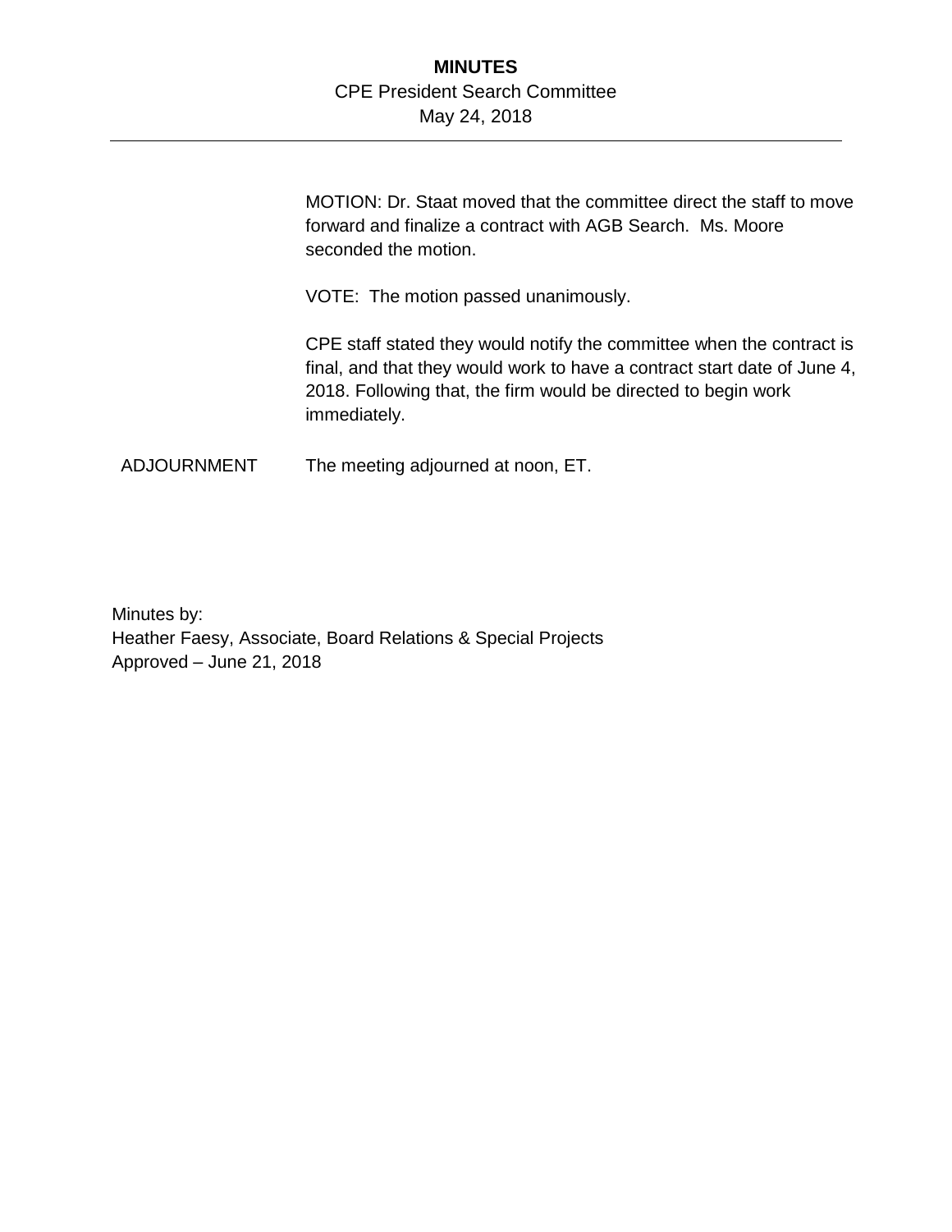MOTION: Dr. Staat moved that the committee direct the staff to move forward and finalize a contract with AGB Search. Ms. Moore seconded the motion.

VOTE: The motion passed unanimously.

CPE staff stated they would notify the committee when the contract is final, and that they would work to have a contract start date of June 4, 2018. Following that, the firm would be directed to begin work immediately.

ADJOURNMENT The meeting adjourned at noon, ET.

Minutes by:
Heather Faesy, Associate, Board Relations & Special Projects
Approved – June 21, 2018